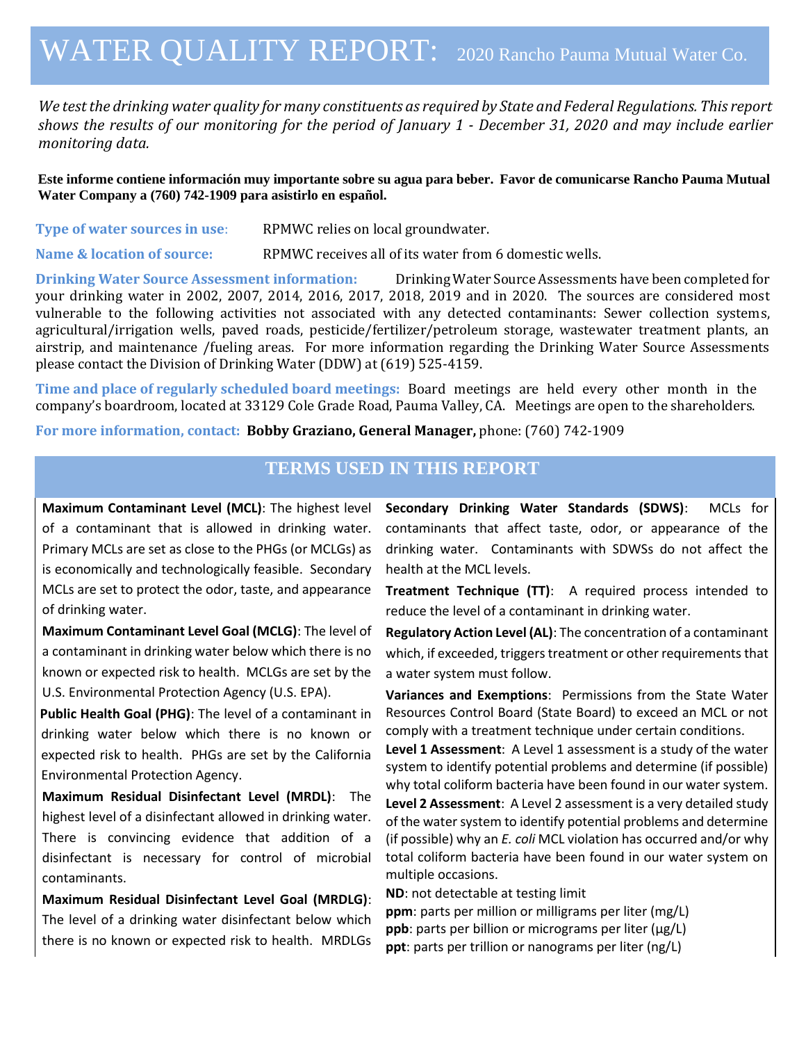# WATER QUALITY REPORT: 2020 Rancho Pauma Mutual Water Co.

*We test the drinking water quality for many constituents as required by State and Federal Regulations. This report shows the results of our monitoring for the period of January 1 - December 31, 2020 and may include earlier monitoring data.*

**Este informe contiene información muy importante sobre su agua para beber. Favor de comunicarse Rancho Pauma Mutual Water Company a (760) 742-1909 para asistirlo en español.**

**Type of water sources in use**: RPMWC relies on local groundwater.

**Name & location of source:** RPMWC receives all of its water from 6 domestic wells.

**Drinking Water Source Assessment information:** Drinking Water Source Assessments have been completed for your drinking water in 2002, 2007, 2014, 2016, 2017, 2018, 2019 and in 2020. The sources are considered most vulnerable to the following activities not associated with any detected contaminants: Sewer collection systems, agricultural/irrigation wells, paved roads, pesticide/fertilizer/petroleum storage, wastewater treatment plants, an airstrip, and maintenance /fueling areas. For more information regarding the Drinking Water Source Assessments please contact the Division of Drinking Water (DDW) at (619) 525-4159.

**Time and place of regularly scheduled board meetings:** Board meetings are held every other month in the company's boardroom, located at 33129 Cole Grade Road, Pauma Valley, CA. Meetings are open to the shareholders.

**For more information, contact: Bobby Graziano, General Manager,** phone: (760) 742-1909

## TERMS USED IN THIS REPORT

**Maximum Contaminant Level (MCL)**: The highest level of a contaminant that is allowed in drinking water. Primary MCLs are set as close to the PHGs (or MCLGs) as is economically and technologically feasible. Secondary MCLs are set to protect the odor, taste, and appearance of drinking water.

**Maximum Contaminant Level Goal (MCLG)**: The level of a contaminant in drinking water below which there is no known or expected risk to health. MCLGs are set by the U.S. Environmental Protection Agency (U.S. EPA).

**Public Health Goal (PHG)**: The level of a contaminant in drinking water below which there is no known or expected risk to health. PHGs are set by the California Environmental Protection Agency.

**Maximum Residual Disinfectant Level (MRDL)**: The highest level of a disinfectant allowed in drinking water. There is convincing evidence that addition of a disinfectant is necessary for control of microbial contaminants.

**Maximum Residual Disinfectant Level Goal (MRDLG)**: The level of a drinking water disinfectant below which there is no known or expected risk to health. MRDLGs

**Secondary Drinking Water Standards (SDWS)**: MCLs for contaminants that affect taste, odor, or appearance of the drinking water. Contaminants with SDWSs do not affect the health at the MCL levels.

**Treatment Technique (TT)**: A required process intended to reduce the level of a contaminant in drinking water.

**Regulatory Action Level (AL)**: The concentration of a contaminant which, if exceeded, triggers treatment or other requirements that a water system must follow.

**Variances and Exemptions**: Permissions from the State Water Resources Control Board (State Board) to exceed an MCL or not comply with a treatment technique under certain conditions.

**Level 1 Assessment**: A Level 1 assessment is a study of the water system to identify potential problems and determine (if possible) why total coliform bacteria have been found in our water system.

**Level 2 Assessment**: A Level 2 assessment is a very detailed study of the water system to identify potential problems and determine (if possible) why an *E. coli* MCL violation has occurred and/or why total coliform bacteria have been found in our water system on multiple occasions.

**ND**: not detectable at testing limit

**ppm**: parts per million or milligrams per liter (mg/L)

**ppb**: parts per billion or micrograms per liter (µg/L)

**ppt**: parts per trillion or nanograms per liter (ng/L)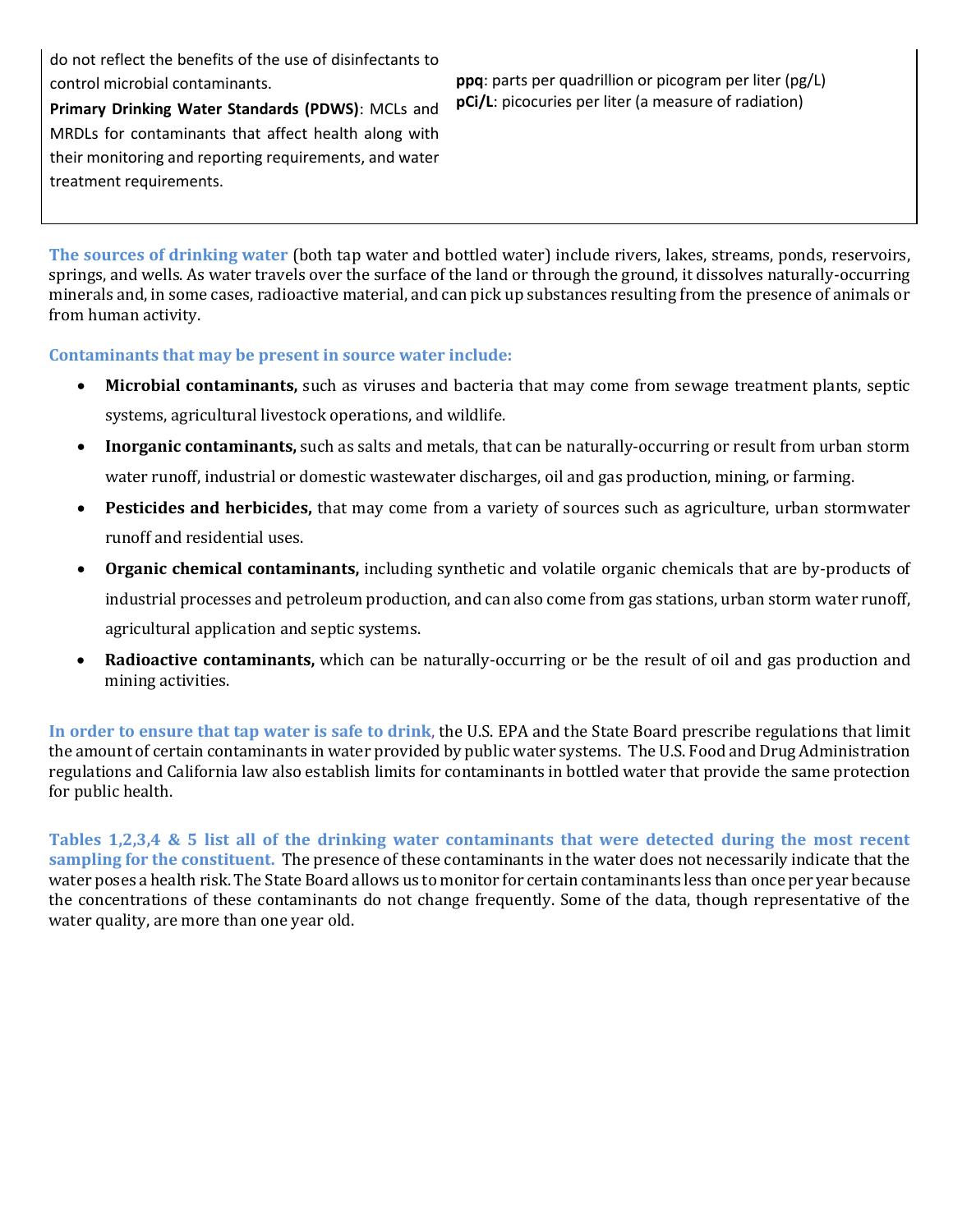do not reflect the benefits of the use of disinfectants to control microbial contaminants.

**Primary Drinking Water Standards (PDWS)**: MCLs and MRDLs for contaminants that affect health along with their monitoring and reporting requirements, and water treatment requirements.

**ppq**: parts per quadrillion or picogram per liter (pg/L)
**pCi/L**: picocuries per liter (a measure of radiation)

**The sources of drinking water** (both tap water and bottled water) include rivers, lakes, streams, ponds, reservoirs, springs, and wells. As water travels over the surface of the land or through the ground, it dissolves naturally-occurring minerals and, in some cases, radioactive material, and can pick up substances resulting from the presence of animals or from human activity.

**Contaminants that may be present in source water include:**

- **Microbial contaminants,** such as viruses and bacteria that may come from sewage treatment plants, septic systems, agricultural livestock operations, and wildlife.
- **Inorganic contaminants,** such as salts and metals, that can be naturally-occurring or result from urban storm water runoff, industrial or domestic wastewater discharges, oil and gas production, mining, or farming.
- **Pesticides and herbicides,** that may come from a variety of sources such as agriculture, urban stormwater runoff and residential uses.
- **Organic chemical contaminants,** including synthetic and volatile organic chemicals that are by-products of industrial processes and petroleum production, and can also come from gas stations, urban storm water runoff, agricultural application and septic systems.
- **Radioactive contaminants,** which can be naturally-occurring or be the result of oil and gas production and mining activities.

**In order to ensure that tap water is safe to drink**, the U.S. EPA and the State Board prescribe regulations that limit the amount of certain contaminants in water provided by public water systems. The U.S. Food and Drug Administration regulations and California law also establish limits for contaminants in bottled water that provide the same protection for public health.

**Tables 1,2,3,4 & 5 list all of the drinking water contaminants that were detected during the most recent sampling for the constituent.** The presence of these contaminants in the water does not necessarily indicate that the water poses a health risk. The State Board allows us to monitor for certain contaminants less than once per year because the concentrations of these contaminants do not change frequently. Some of the data, though representative of the water quality, are more than one year old.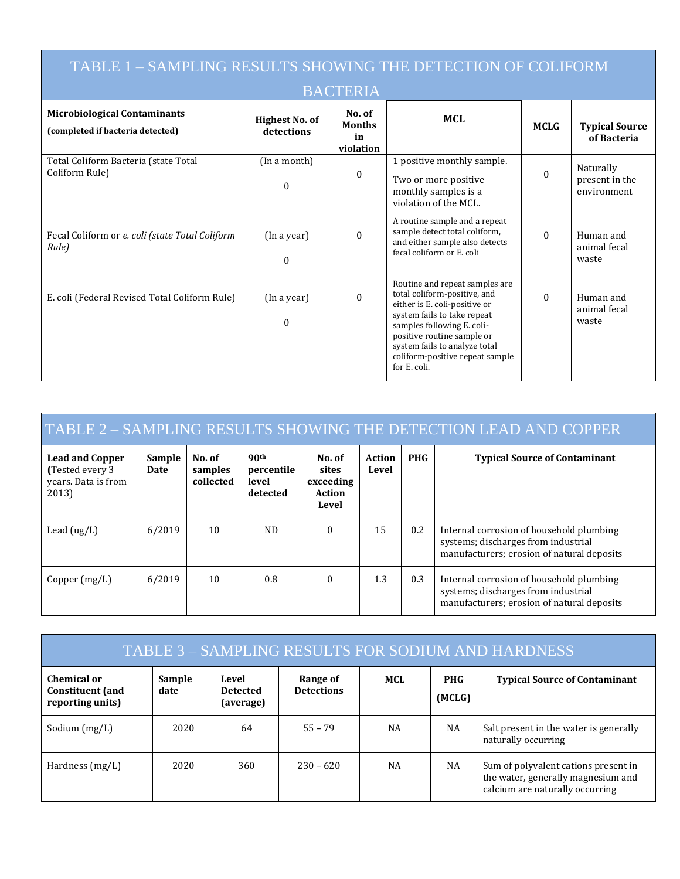## TABLE 1 – SAMPLING RESULTS SHOWING THE DETECTION OF COLIFORM BACTERIA

| **Microbiological Contaminants (completed if bacteria detected)** | **Highest No. of detections** | **No. of Months in violation** | **MCL** | **MCLG** | **Typical Source of Bacteria** |
|---|---|---|---|---|---|
| Total Coliform Bacteria (state Total Coliform Rule) | (In a month) 0 | 0 | 1 positive monthly sample. Two or more positive monthly samples is a violation of the MCL. | 0 | Naturally present in the environment |
| Fecal Coliform or *e. coli (state Total Coliform Rule)* | (In a year) 0 | 0 | A routine sample and a repeat sample detect total coliform, and either sample also detects fecal coliform or E. coli | 0 | Human and animal fecal waste |
| E. coli (Federal Revised Total Coliform Rule) | (In a year) 0 | 0 | Routine and repeat samples are total coliform-positive, and either is E. coli-positive or system fails to take repeat samples following E. coli-positive routine sample or system fails to analyze total coliform-positive repeat sample for E. coli. | 0 | Human and animal fecal waste |

## TABLE 2 – SAMPLING RESULTS SHOWING THE DETECTION LEAD AND COPPER

| **Lead and Copper (**Tested every 3 years. Data is from 2013) | **Sample Date** | **No. of samples collected** | **90th percentile level detected** | **No. of sites exceeding Action Level** | **Action Level** | **PHG** | **Typical Source of Contaminant** |
|---|---|---|---|---|---|---|---|
| Lead (ug/L) | 6/2019 | 10 | ND | 0 | 15 | 0.2 | Internal corrosion of household plumbing systems; discharges from industrial manufacturers; erosion of natural deposits |
| Copper (mg/L) | 6/2019 | 10 | 0.8 | 0 | 1.3 | 0.3 | Internal corrosion of household plumbing systems; discharges from industrial manufacturers; erosion of natural deposits |

## TABLE 3 – SAMPLING RESULTS FOR SODIUM AND HARDNESS

| **Chemical or Constituent (and reporting units)** | **Sample date** | **Level Detected (average)** | **Range of Detections** | **MCL** | **PHG (MCLG)** | **Typical Source of Contaminant** |
|---|---|---|---|---|---|---|
| Sodium (mg/L) | 2020 | 64 | 55 – 79 | NA | NA | Salt present in the water is generally naturally occurring |
| Hardness (mg/L) | 2020 | 360 | 230 – 620 | NA | NA | Sum of polyvalent cations present in the water, generally magnesium and calcium are naturally occurring |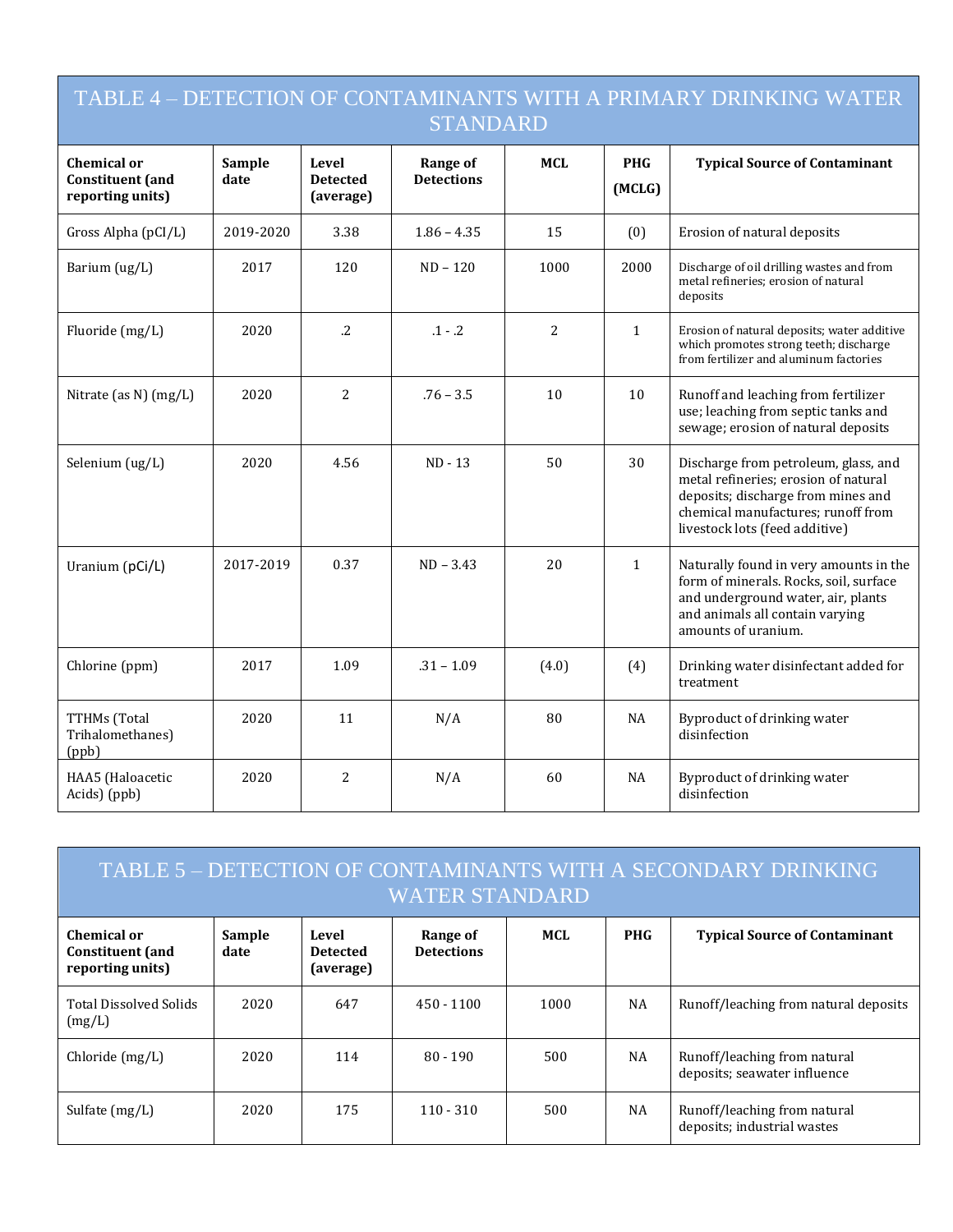## TABLE 4 – DETECTION OF CONTAMINANTS WITH A PRIMARY DRINKING WATER STANDARD

| Chemical or Constituent (and reporting units) | Sample date | Level Detected (average) | Range of Detections | MCL | PHG (MCLG) | Typical Source of Contaminant |
|---|---|---|---|---|---|---|
| Gross Alpha (pCI/L) | 2019-2020 | 3.38 | 1.86 – 4.35 | 15 | (0) | Erosion of natural deposits |
| Barium (ug/L) | 2017 | 120 | ND – 120 | 1000 | 2000 | Discharge of oil drilling wastes and from metal refineries; erosion of natural deposits |
| Fluoride (mg/L) | 2020 | .2 | .1 - .2 | 2 | 1 | Erosion of natural deposits; water additive which promotes strong teeth; discharge from fertilizer and aluminum factories |
| Nitrate (as N) (mg/L) | 2020 | 2 | .76 – 3.5 | 10 | 10 | Runoff and leaching from fertilizer use; leaching from septic tanks and sewage; erosion of natural deposits |
| Selenium (ug/L) | 2020 | 4.56 | ND - 13 | 50 | 30 | Discharge from petroleum, glass, and metal refineries; erosion of natural deposits; discharge from mines and chemical manufactures; runoff from livestock lots (feed additive) |
| Uranium (pCi/L) | 2017-2019 | 0.37 | ND – 3.43 | 20 | 1 | Naturally found in very amounts in the form of minerals. Rocks, soil, surface and underground water, air, plants and animals all contain varying amounts of uranium. |
| Chlorine (ppm) | 2017 | 1.09 | .31 – 1.09 | (4.0) | (4) | Drinking water disinfectant added for treatment |
| TTHMs (Total Trihalomethanes) (ppb) | 2020 | 11 | N/A | 80 | NA | Byproduct of drinking water disinfection |
| HAA5 (Haloacetic Acids) (ppb) | 2020 | 2 | N/A | 60 | NA | Byproduct of drinking water disinfection |

## TABLE 5 – DETECTION OF CONTAMINANTS WITH A SECONDARY DRINKING WATER STANDARD

| Chemical or Constituent (and reporting units) | Sample date | Level Detected (average) | Range of Detections | MCL | PHG | Typical Source of Contaminant |
|---|---|---|---|---|---|---|
| Total Dissolved Solids (mg/L) | 2020 | 647 | 450 - 1100 | 1000 | NA | Runoff/leaching from natural deposits |
| Chloride (mg/L) | 2020 | 114 | 80 - 190 | 500 | NA | Runoff/leaching from natural deposits; seawater influence |
| Sulfate (mg/L) | 2020 | 175 | 110 - 310 | 500 | NA | Runoff/leaching from natural deposits; industrial wastes |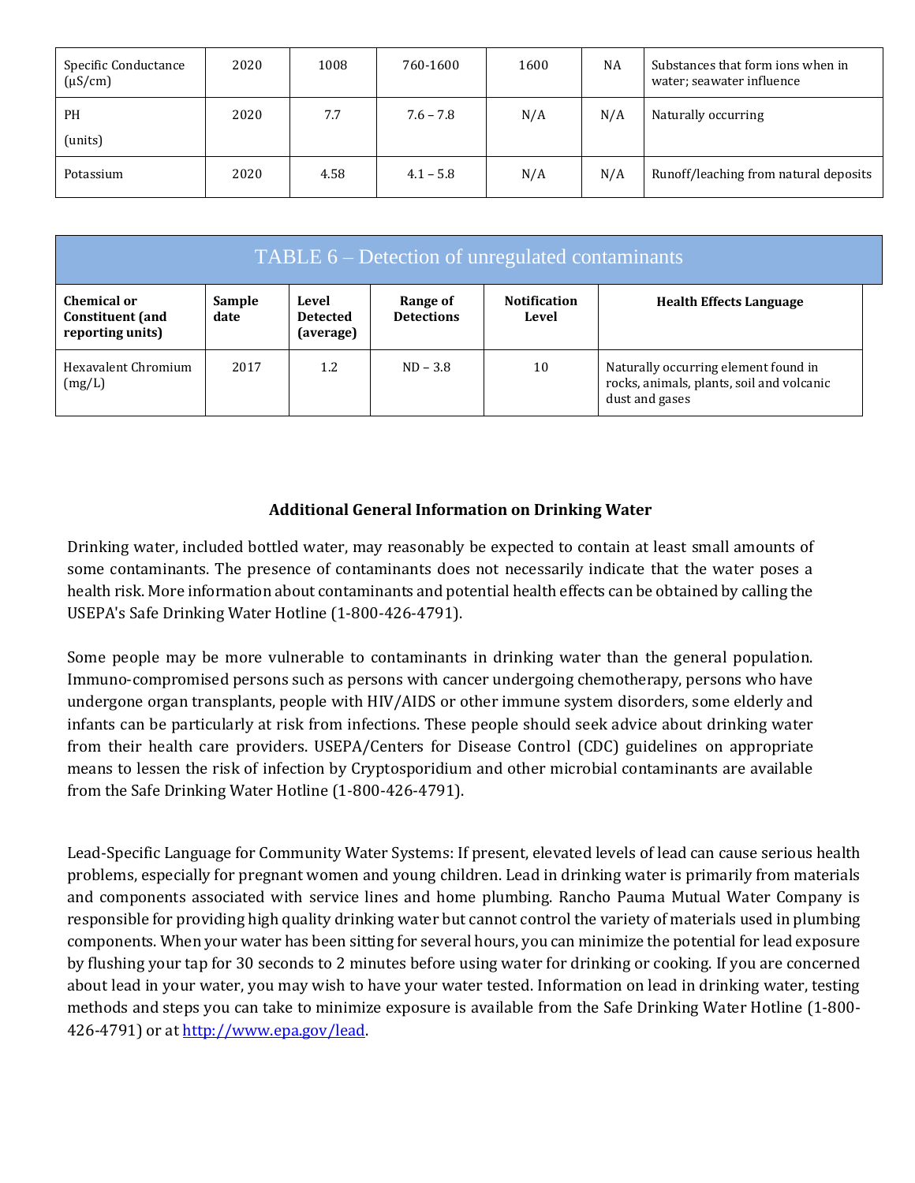| | | | | | | |
|---|---|---|---|---|---|---|
| Specific Conductance (μS/cm) | 2020 | 1008 | 760-1600 | 1600 | NA | Substances that form ions when in water; seawater influence |
| PH (units) | 2020 | 7.7 | 7.6 – 7.8 | N/A | N/A | Naturally occurring |
| Potassium | 2020 | 4.58 | 4.1 – 5.8 | N/A | N/A | Runoff/leaching from natural deposits |

TABLE 6 – Detection of unregulated contaminants

| Chemical or Constituent (and reporting units) | Sample date | Level Detected (average) | Range of Detections | Notification Level | Health Effects Language |
|---|---|---|---|---|---|
| Hexavalent Chromium (mg/L) | 2017 | 1.2 | ND – 3.8 | 10 | Naturally occurring element found in rocks, animals, plants, soil and volcanic dust and gases |

**Additional General Information on Drinking Water**

Drinking water, included bottled water, may reasonably be expected to contain at least small amounts of some contaminants. The presence of contaminants does not necessarily indicate that the water poses a health risk. More information about contaminants and potential health effects can be obtained by calling the USEPA's Safe Drinking Water Hotline (1-800-426-4791).

Some people may be more vulnerable to contaminants in drinking water than the general population. Immuno-compromised persons such as persons with cancer undergoing chemotherapy, persons who have undergone organ transplants, people with HIV/AIDS or other immune system disorders, some elderly and infants can be particularly at risk from infections. These people should seek advice about drinking water from their health care providers. USEPA/Centers for Disease Control (CDC) guidelines on appropriate means to lessen the risk of infection by Cryptosporidium and other microbial contaminants are available from the Safe Drinking Water Hotline (1-800-426-4791).

Lead-Specific Language for Community Water Systems: If present, elevated levels of lead can cause serious health problems, especially for pregnant women and young children. Lead in drinking water is primarily from materials and components associated with service lines and home plumbing. Rancho Pauma Mutual Water Company is responsible for providing high quality drinking water but cannot control the variety of materials used in plumbing components. When your water has been sitting for several hours, you can minimize the potential for lead exposure by flushing your tap for 30 seconds to 2 minutes before using water for drinking or cooking. If you are concerned about lead in your water, you may wish to have your water tested. Information on lead in drinking water, testing methods and steps you can take to minimize exposure is available from the Safe Drinking Water Hotline (1-800-426-4791) or at [http://www.epa.gov/lead](http://www.epa.gov/lead).